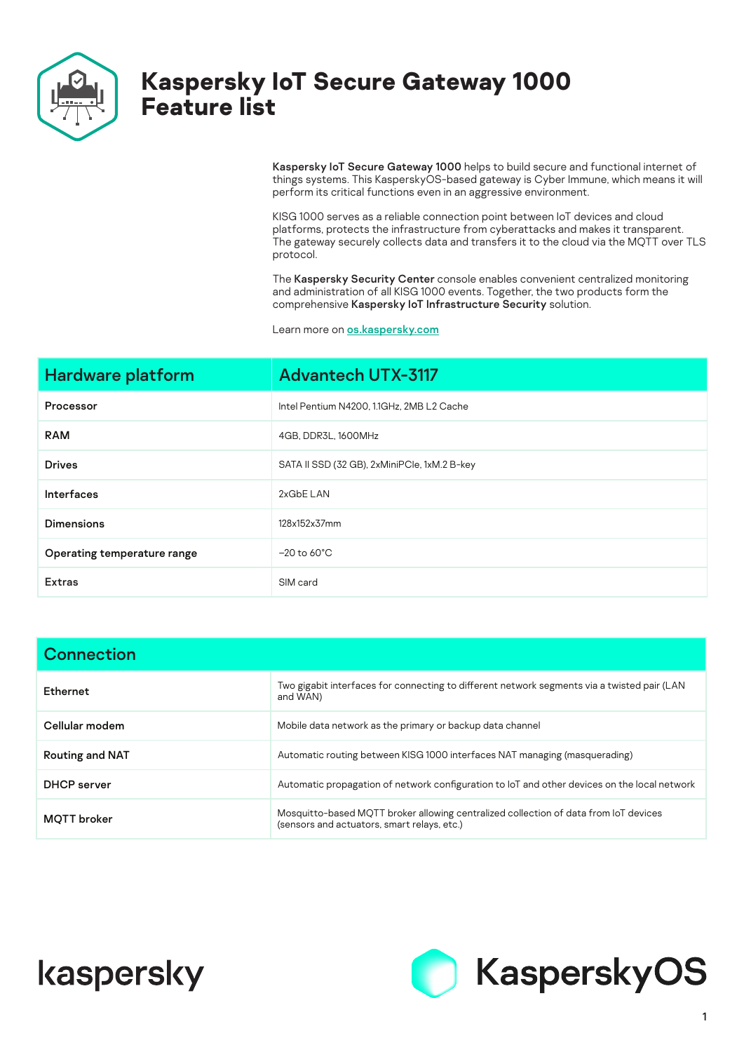# Kaspersky IoT Secure Gateway 1000 Feature list

**Kaspersky IoT Secure Gateway 1000** helps to build secure and functional internet of things systems. This KasperskyOS-based gateway is Cyber Immune, which means it will perform its critical functions even in an aggressive environment.

KISG 1000 serves as a reliable connection point between IoT devices and cloud platforms, protects the infrastructure from cyberattacks and makes it transparent. The gateway securely collects data and transfers it to the cloud via the MQTT over TLS protocol.

The **Kaspersky Security Center** console enables convenient centralized monitoring and administration of all KISG 1000 events. Together, the two products form the comprehensive **Kaspersky IoT Infrastructure Security** solution.

Learn more on os.kaspersky.com

| Hardware platform | Advantech UTX-3117 |
|---|---|
| **Processor** | Intel Pentium N4200, 1.1GHz, 2MB L2 Cache |
| **RAM** | 4GB, DDR3L, 1600MHz |
| **Drives** | SATA II SSD (32 GB), 2xMiniPCIe, 1xM.2 B-key |
| **Interfaces** | 2xGbE LAN |
| **Dimensions** | 128x152x37mm |
| **Operating temperature range** | –20 to 60°C |
| **Extras** | SIM card |

| Connection | |
|---|---|
| **Ethernet** | Two gigabit interfaces for connecting to different network segments via a twisted pair (LAN and WAN) |
| **Cellular modem** | Mobile data network as the primary or backup data channel |
| **Routing and NAT** | Automatic routing between KISG 1000 interfaces NAT managing (masquerading) |
| **DHCP server** | Automatic propagation of network configuration to IoT and other devices on the local network |
| **MQTT broker** | Mosquitto-based MQTT broker allowing centralized collection of data from IoT devices (sensors and actuators, smart relays, etc.) |

kaspersky

KasperskyOS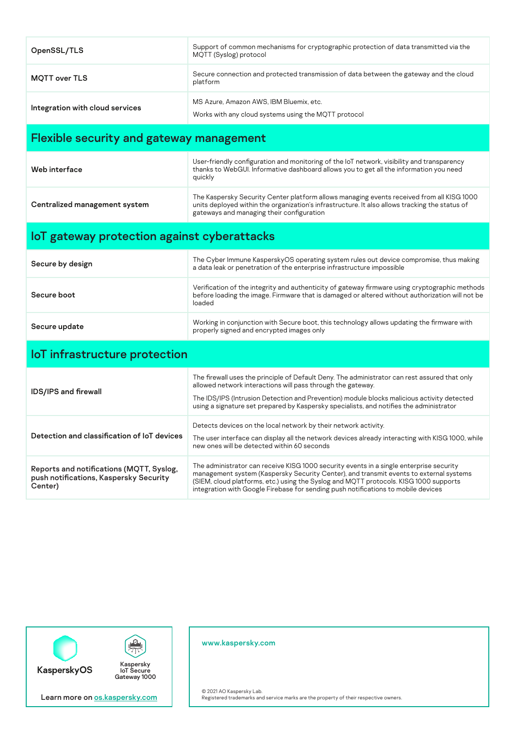| | |
|---|---|
| **OpenSSL/TLS** | Support of common mechanisms for cryptographic protection of data transmitted via the MQTT (Syslog) protocol |
| **MQTT over TLS** | Secure connection and protected transmission of data between the gateway and the cloud platform |
| **Integration with cloud services** | MS Azure, Amazon AWS, IBM Bluemix, etc.<br>Works with any cloud systems using the MQTT protocol |

## Flexible security and gateway management

| | |
|---|---|
| **Web interface** | User-friendly configuration and monitoring of the IoT network, visibility and transparency thanks to WebGUI. Informative dashboard allows you to get all the information you need quickly |
| **Centralized management system** | The Kaspersky Security Center platform allows managing events received from all KISG 1000 units deployed within the organization's infrastructure. It also allows tracking the status of gateways and managing their configuration |

## IoT gateway protection against cyberattacks

| | |
|---|---|
| **Secure by design** | The Cyber Immune KasperskyOS operating system rules out device compromise, thus making a data leak or penetration of the enterprise infrastructure impossible |
| **Secure boot** | Verification of the integrity and authenticity of gateway firmware using cryptographic methods before loading the image. Firmware that is damaged or altered without authorization will not be loaded |
| **Secure update** | Working in conjunction with Secure boot, this technology allows updating the firmware with properly signed and encrypted images only |

## IoT infrastructure protection

| | |
|---|---|
| **IDS/IPS and firewall** | The firewall uses the principle of Default Deny. The administrator can rest assured that only allowed network interactions will pass through the gateway.<br>The IDS/IPS (Intrusion Detection and Prevention) module blocks malicious activity detected using a signature set prepared by Kaspersky specialists, and notifies the administrator |
| **Detection and classification of IoT devices** | Detects devices on the local network by their network activity.<br>The user interface can display all the network devices already interacting with KISG 1000, while new ones will be detected within 60 seconds |
| **Reports and notifications (MQTT, Syslog, push notifications, Kaspersky Security Center)** | The administrator can receive KISG 1000 security events in a single enterprise security management system (Kaspersky Security Center), and transmit events to external systems (SIEM, cloud platforms, etc.) using the Syslog and MQTT protocols. KISG 1000 supports integration with Google Firebase for sending push notifications to mobile devices |

KasperskyOS

Kaspersky IoT Secure Gateway 1000

Learn more on [os.kaspersky.com](https://os.kaspersky.com)

www.kaspersky.com

© 2021 AO Kaspersky Lab.
Registered trademarks and service marks are the property of their respective owners.